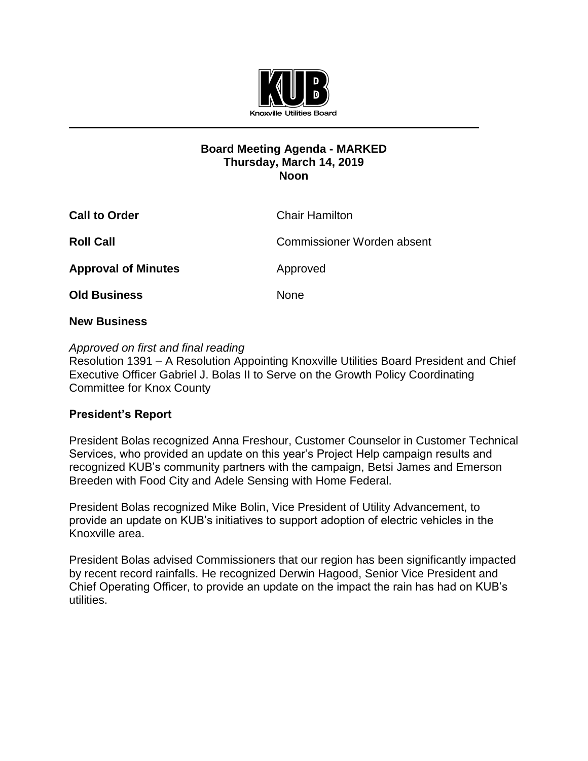KUB

Knoxville Utilities Board

**Board Meeting Agenda - MARKED**
**Thursday, March 14, 2019**
**Noon**

**Call to Order** Chair Hamilton

**Roll Call** Commissioner Worden absent

**Approval of Minutes** Approved

**Old Business** None

**New Business**

*Approved on first and final reading*
Resolution 1391 – A Resolution Appointing Knoxville Utilities Board President and Chief Executive Officer Gabriel J. Bolas II to Serve on the Growth Policy Coordinating Committee for Knox County

**President's Report**

President Bolas recognized Anna Freshour, Customer Counselor in Customer Technical Services, who provided an update on this year's Project Help campaign results and recognized KUB's community partners with the campaign, Betsi James and Emerson Breeden with Food City and Adele Sensing with Home Federal.

President Bolas recognized Mike Bolin, Vice President of Utility Advancement, to provide an update on KUB's initiatives to support adoption of electric vehicles in the Knoxville area.

President Bolas advised Commissioners that our region has been significantly impacted by recent record rainfalls. He recognized Derwin Hagood, Senior Vice President and Chief Operating Officer, to provide an update on the impact the rain has had on KUB's utilities.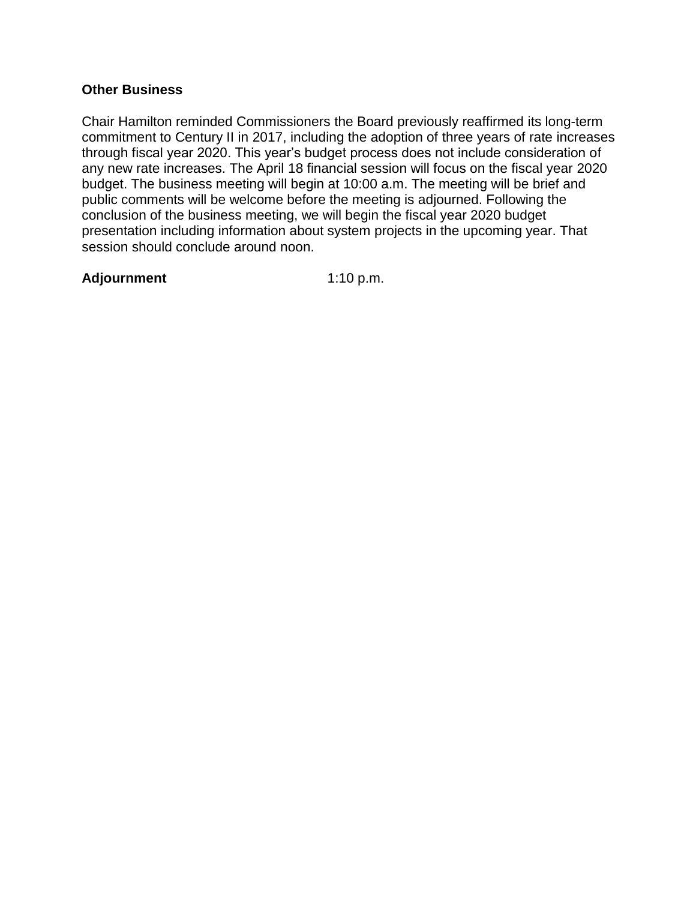**Other Business**

Chair Hamilton reminded Commissioners the Board previously reaffirmed its long-term commitment to Century II in 2017, including the adoption of three years of rate increases through fiscal year 2020. This year's budget process does not include consideration of any new rate increases. The April 18 financial session will focus on the fiscal year 2020 budget. The business meeting will begin at 10:00 a.m. The meeting will be brief and public comments will be welcome before the meeting is adjourned. Following the conclusion of the business meeting, we will begin the fiscal year 2020 budget presentation including information about system projects in the upcoming year. That session should conclude around noon.

**Adjournment** 1:10 p.m.